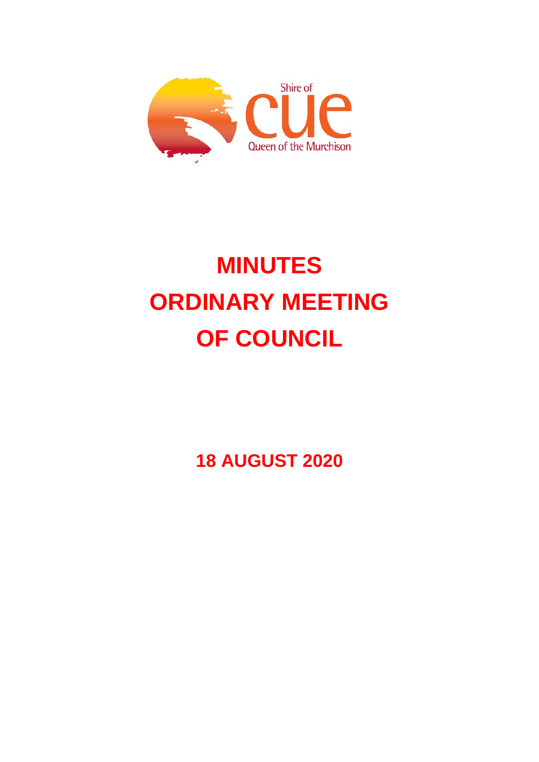Shire of

CUE

Queen of the Murchison

# MINUTES
# ORDINARY MEETING OF COUNCIL

## 18 AUGUST 2020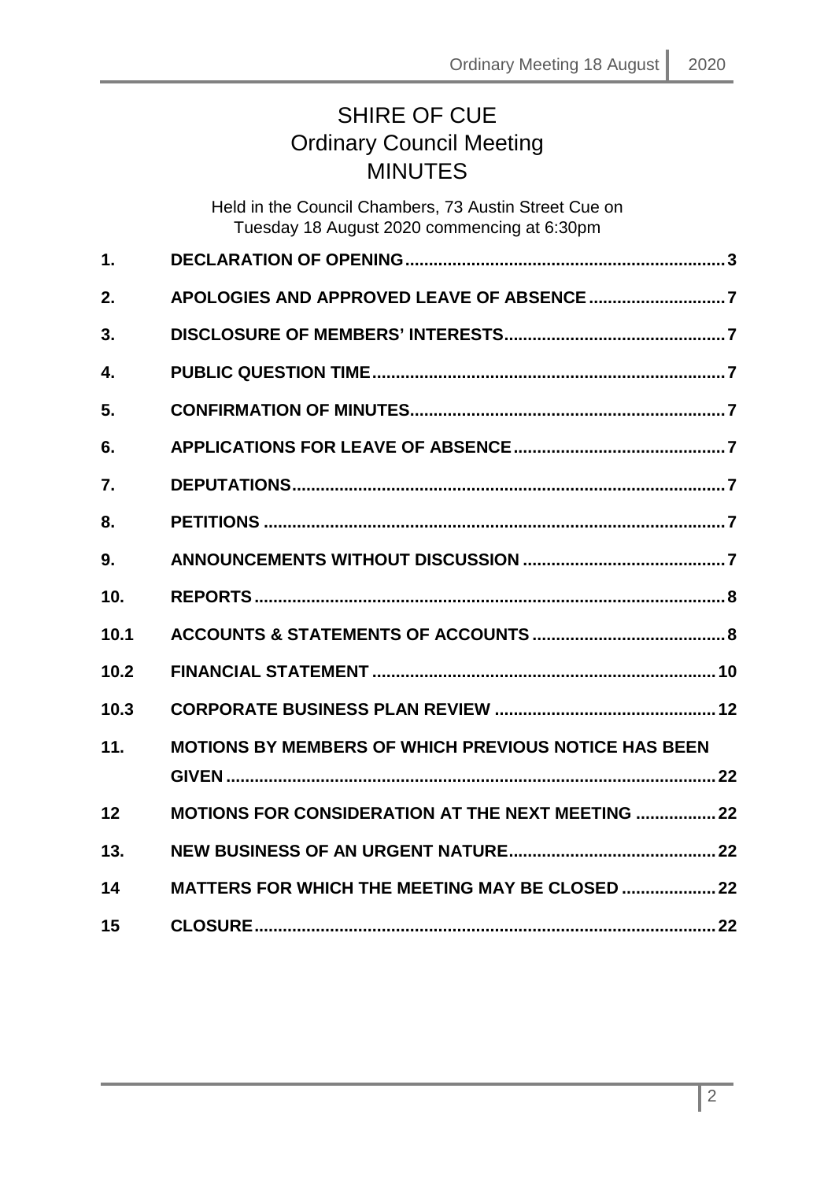# SHIRE OF CUE
## Ordinary Council Meeting
## MINUTES

Held in the Council Chambers, 73 Austin Street Cue on
Tuesday 18 August 2020 commencing at 6:30pm

| | | |
|---|---|---|
| **1.** | **DECLARATION OF OPENING** | **3** |
| **2.** | **APOLOGIES AND APPROVED LEAVE OF ABSENCE** | **7** |
| **3.** | **DISCLOSURE OF MEMBERS' INTERESTS** | **7** |
| **4.** | **PUBLIC QUESTION TIME** | **7** |
| **5.** | **CONFIRMATION OF MINUTES** | **7** |
| **6.** | **APPLICATIONS FOR LEAVE OF ABSENCE** | **7** |
| **7.** | **DEPUTATIONS** | **7** |
| **8.** | **PETITIONS** | **7** |
| **9.** | **ANNOUNCEMENTS WITHOUT DISCUSSION** | **7** |
| **10.** | **REPORTS** | **8** |
| **10.1** | **ACCOUNTS & STATEMENTS OF ACCOUNTS** | **8** |
| **10.2** | **FINANCIAL STATEMENT** | **10** |
| **10.3** | **CORPORATE BUSINESS PLAN REVIEW** | **12** |
| **11.** | **MOTIONS BY MEMBERS OF WHICH PREVIOUS NOTICE HAS BEEN GIVEN** | **22** |
| **12** | **MOTIONS FOR CONSIDERATION AT THE NEXT MEETING** | **22** |
| **13.** | **NEW BUSINESS OF AN URGENT NATURE** | **22** |
| **14** | **MATTERS FOR WHICH THE MEETING MAY BE CLOSED** | **22** |
| **15** | **CLOSURE** | **22** |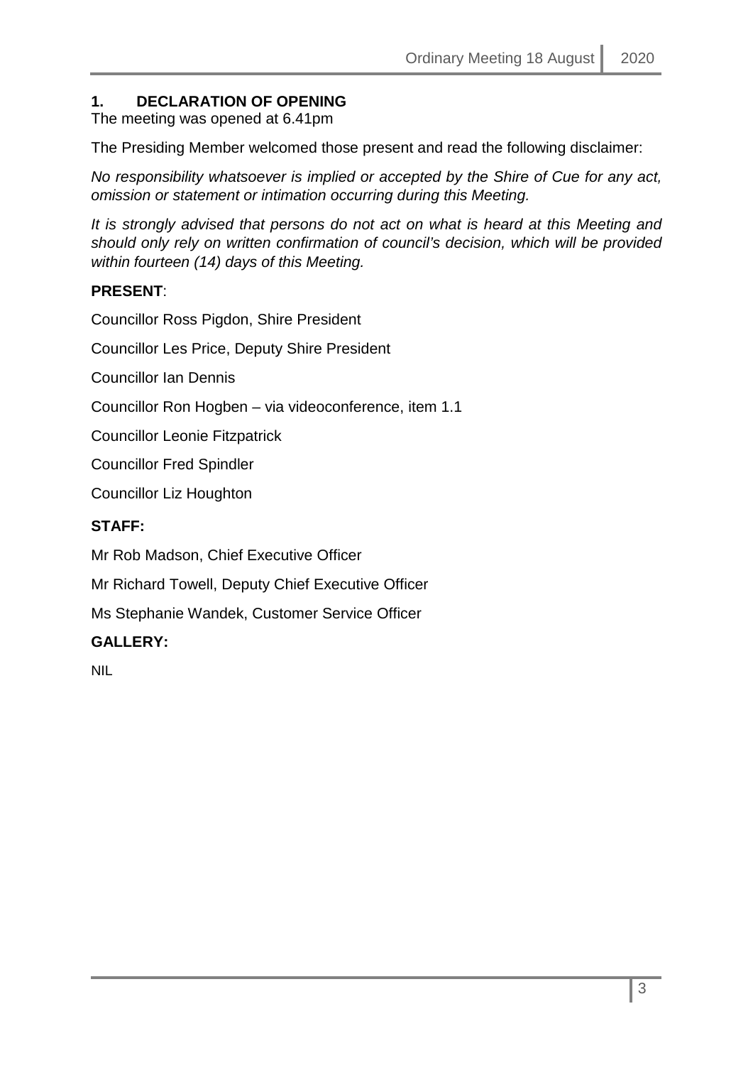## 1. DECLARATION OF OPENING

The meeting was opened at 6.41pm

The Presiding Member welcomed those present and read the following disclaimer:

*No responsibility whatsoever is implied or accepted by the Shire of Cue for any act, omission or statement or intimation occurring during this Meeting.*

*It is strongly advised that persons do not act on what is heard at this Meeting and should only rely on written confirmation of council's decision, which will be provided within fourteen (14) days of this Meeting.*

**PRESENT**:

Councillor Ross Pigdon, Shire President

Councillor Les Price, Deputy Shire President

Councillor Ian Dennis

Councillor Ron Hogben – via videoconference, item 1.1

Councillor Leonie Fitzpatrick

Councillor Fred Spindler

Councillor Liz Houghton

**STAFF:**

Mr Rob Madson, Chief Executive Officer

Mr Richard Towell, Deputy Chief Executive Officer

Ms Stephanie Wandek, Customer Service Officer

**GALLERY:**

NIL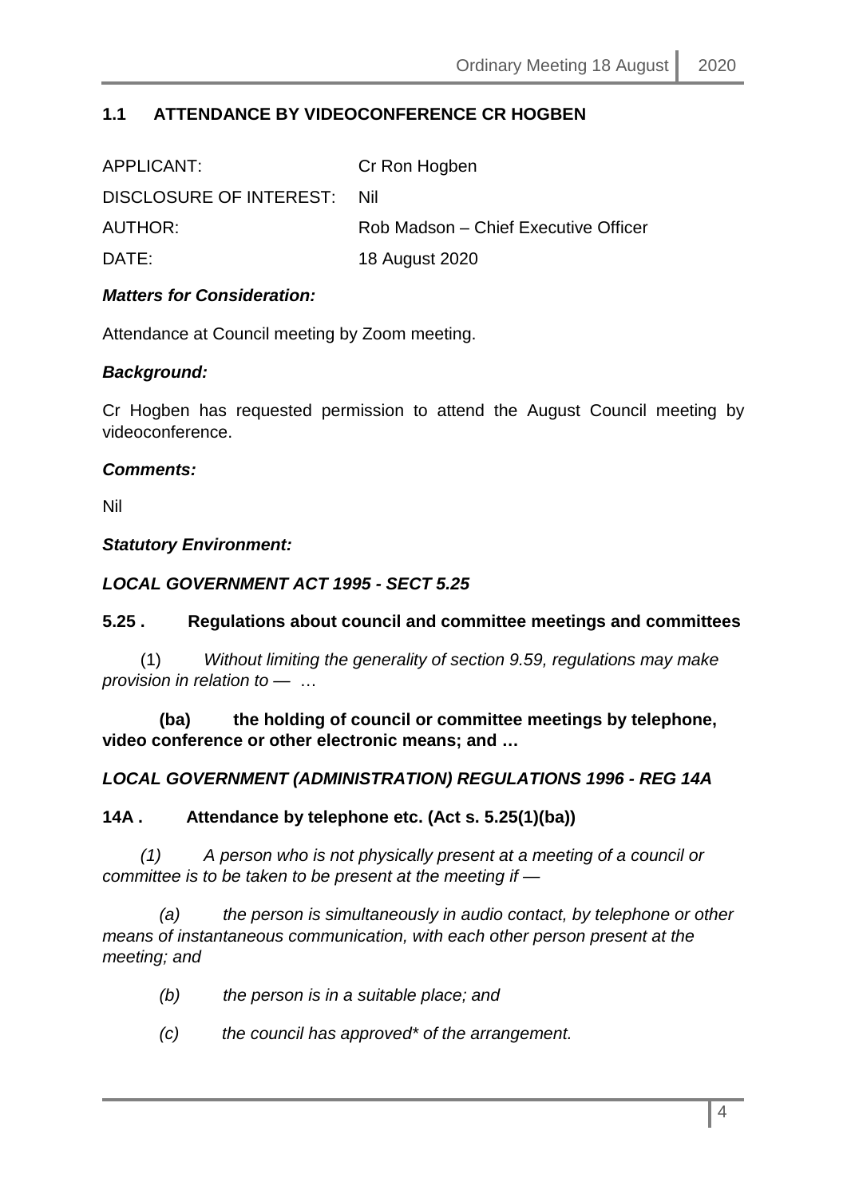## 1.1 ATTENDANCE BY VIDEOCONFERENCE CR HOGBEN

| | |
|---|---|
| APPLICANT: | Cr Ron Hogben |
| DISCLOSURE OF INTEREST: | Nil |
| AUTHOR: | Rob Madson – Chief Executive Officer |
| DATE: | 18 August 2020 |

***Matters for Consideration:***

Attendance at Council meeting by Zoom meeting.

***Background:***

Cr Hogben has requested permission to attend the August Council meeting by videoconference.

***Comments:***

Nil

***Statutory Environment:***

***LOCAL GOVERNMENT ACT 1995 - SECT 5.25***

**5.25 . Regulations about council and committee meetings and committees**

(1) *Without limiting the generality of section 9.59, regulations may make provision in relation to —* …

**(ba) the holding of council or committee meetings by telephone, video conference or other electronic means; and …**

***LOCAL GOVERNMENT (ADMINISTRATION) REGULATIONS 1996 - REG 14A***

**14A . Attendance by telephone etc. (Act s. 5.25(1)(ba))**

*(1) A person who is not physically present at a meeting of a council or committee is to be taken to be present at the meeting if —*

*(a) the person is simultaneously in audio contact, by telephone or other means of instantaneous communication, with each other person present at the meeting; and*

*(b) the person is in a suitable place; and*

*(c) the council has approved\* of the arrangement.*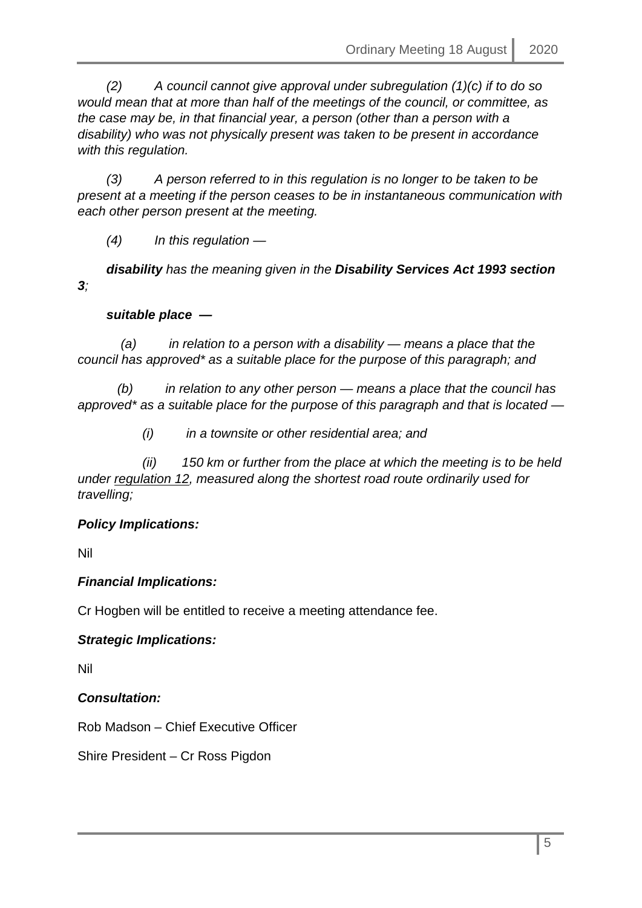*(2) A council cannot give approval under subregulation (1)(c) if to do so would mean that at more than half of the meetings of the council, or committee, as the case may be, in that financial year, a person (other than a person with a disability) who was not physically present was taken to be present in accordance with this regulation.*

*(3) A person referred to in this regulation is no longer to be taken to be present at a meeting if the person ceases to be in instantaneous communication with each other person present at the meeting.*

*(4) In this regulation —*

***disability** has the meaning given in the **Disability Services Act 1993 section 3**;*

***suitable place —***

*(a) in relation to a person with a disability — means a place that the council has approved* as a suitable place for the purpose of this paragraph; and*

*(b) in relation to any other person — means a place that the council has approved* as a suitable place for the purpose of this paragraph and that is located —*

*(i) in a townsite or other residential area; and*

*(ii) 150 km or further from the place at which the meeting is to be held under regulation 12, measured along the shortest road route ordinarily used for travelling;*

***Policy Implications:***

Nil

***Financial Implications:***

Cr Hogben will be entitled to receive a meeting attendance fee.

***Strategic Implications:***

Nil

***Consultation:***

Rob Madson – Chief Executive Officer

Shire President – Cr Ross Pigdon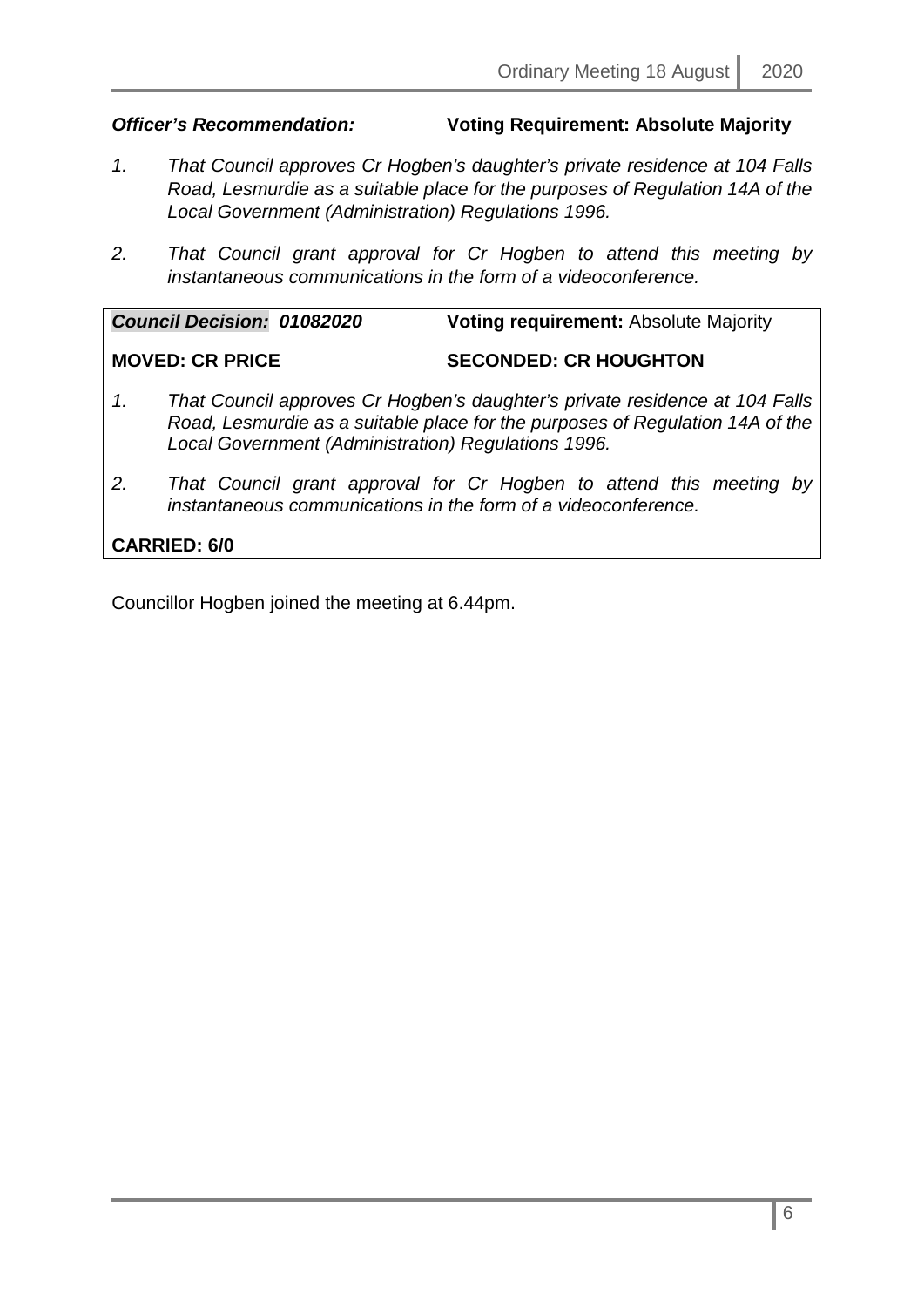***Officer's Recommendation:*** **Voting Requirement: Absolute Majority**

1. *That Council approves Cr Hogben's daughter's private residence at 104 Falls Road, Lesmurdie as a suitable place for the purposes of Regulation 14A of the Local Government (Administration) Regulations 1996.*

2. *That Council grant approval for Cr Hogben to attend this meeting by instantaneous communications in the form of a videoconference.*

***Council Decision: 01082020*** **Voting requirement:** Absolute Majority

**MOVED: CR PRICE** **SECONDED: CR HOUGHTON**

1. *That Council approves Cr Hogben's daughter's private residence at 104 Falls Road, Lesmurdie as a suitable place for the purposes of Regulation 14A of the Local Government (Administration) Regulations 1996.*

2. *That Council grant approval for Cr Hogben to attend this meeting by instantaneous communications in the form of a videoconference.*

**CARRIED: 6/0**

Councillor Hogben joined the meeting at 6.44pm.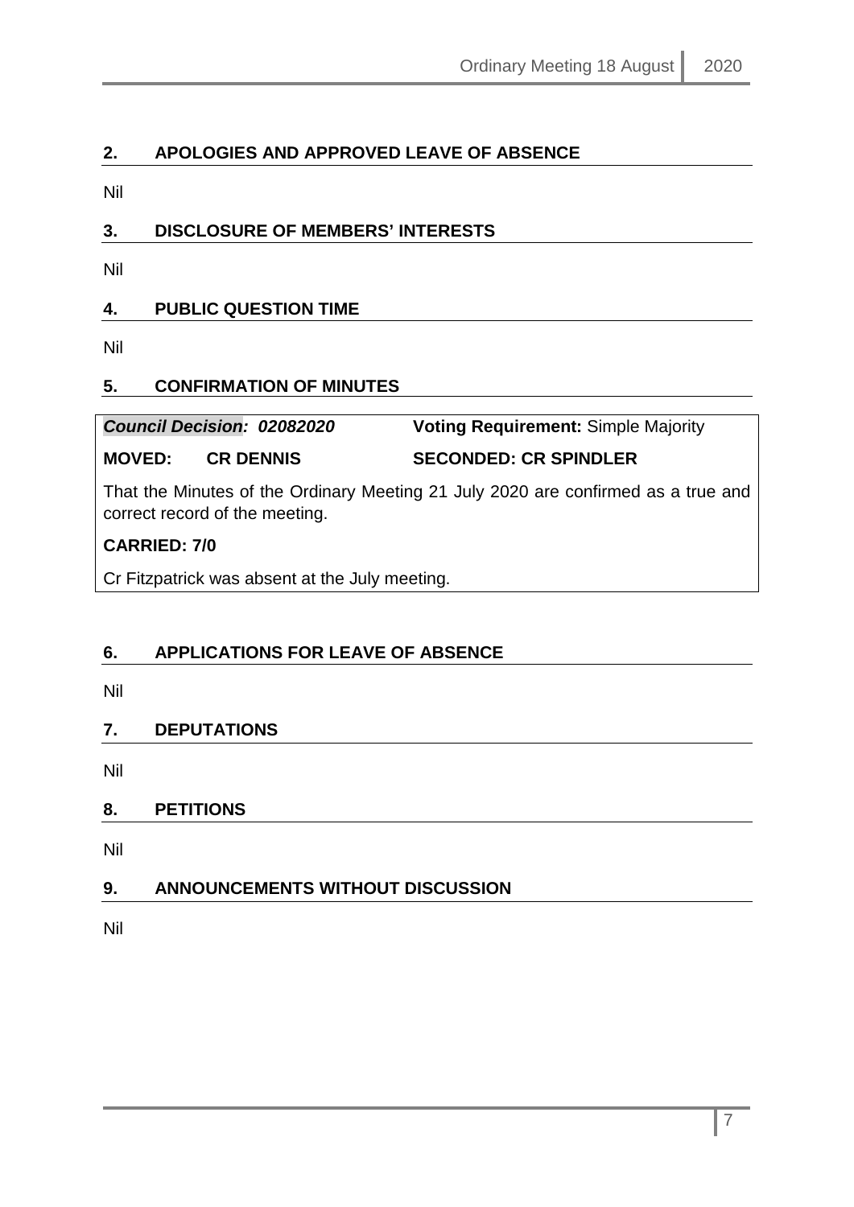## 2. APOLOGIES AND APPROVED LEAVE OF ABSENCE

Nil

## 3. DISCLOSURE OF MEMBERS' INTERESTS

Nil

## 4. PUBLIC QUESTION TIME

Nil

## 5. CONFIRMATION OF MINUTES

***Council Decision: 02082020*** **Voting Requirement:** Simple Majority

**MOVED: CR DENNIS** **SECONDED: CR SPINDLER**

That the Minutes of the Ordinary Meeting 21 July 2020 are confirmed as a true and correct record of the meeting.

**CARRIED: 7/0**

Cr Fitzpatrick was absent at the July meeting.

## 6. APPLICATIONS FOR LEAVE OF ABSENCE

Nil

## 7. DEPUTATIONS

Nil

## 8. PETITIONS

Nil

## 9. ANNOUNCEMENTS WITHOUT DISCUSSION

Nil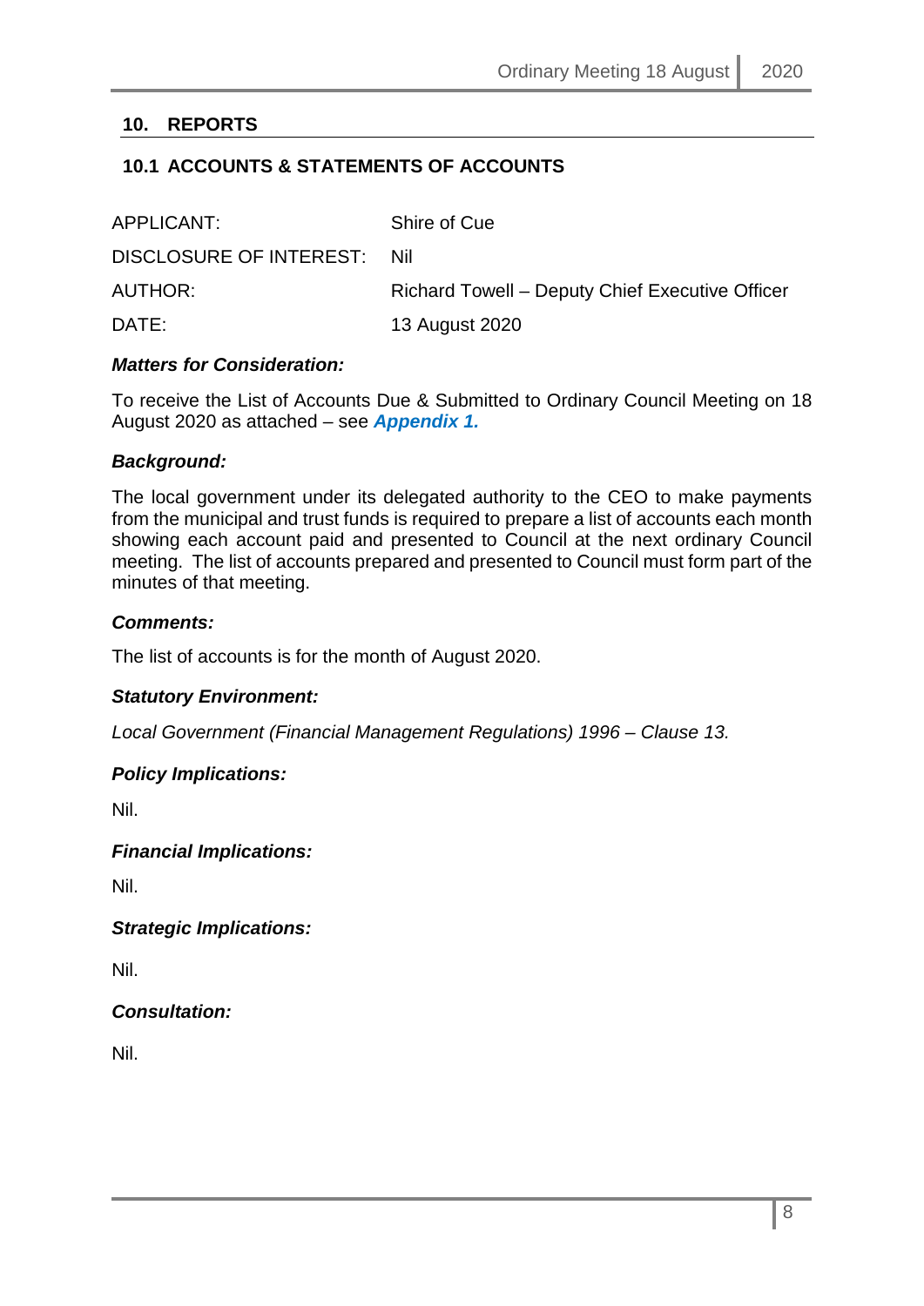## 10. REPORTS

### 10.1 ACCOUNTS & STATEMENTS OF ACCOUNTS

| | |
|---|---|
| APPLICANT: | Shire of Cue |
| DISCLOSURE OF INTEREST: | Nil |
| AUTHOR: | Richard Towell – Deputy Chief Executive Officer |
| DATE: | 13 August 2020 |

***Matters for Consideration:***

To receive the List of Accounts Due & Submitted to Ordinary Council Meeting on 18 August 2020 as attached – see ***Appendix 1.***

***Background:***

The local government under its delegated authority to the CEO to make payments from the municipal and trust funds is required to prepare a list of accounts each month showing each account paid and presented to Council at the next ordinary Council meeting. The list of accounts prepared and presented to Council must form part of the minutes of that meeting.

***Comments:***

The list of accounts is for the month of August 2020.

***Statutory Environment:***

*Local Government (Financial Management Regulations) 1996 – Clause 13.*

***Policy Implications:***

Nil.

***Financial Implications:***

Nil.

***Strategic Implications:***

Nil.

***Consultation:***

Nil.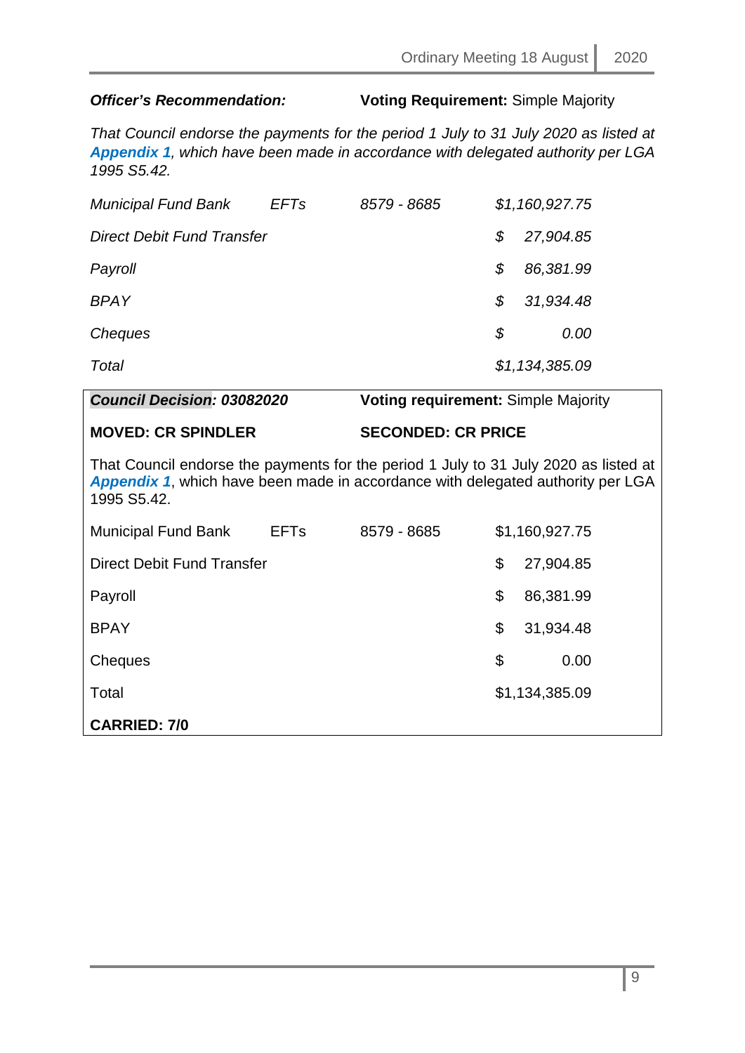***Officer's Recommendation:*** **Voting Requirement:** Simple Majority

*That Council endorse the payments for the period 1 July to 31 July 2020 as listed at* ***Appendix 1****, which have been made in accordance with delegated authority per LGA 1995 S5.42.*

| | | | |
|---|---|---|---|
| *Municipal Fund Bank* | *EFTs* | *8579 - 8685* | *$1,160,927.75* |
| *Direct Debit Fund Transfer* | | | *$ 27,904.85* |
| *Payroll* | | | *$ 86,381.99* |
| *BPAY* | | | *$ 31,934.48* |
| *Cheques* | | | *$ 0.00* |
| *Total* | | | *$1,134,385.09* |

***Council Decision: 03082020*** **Voting requirement:** Simple Majority

**MOVED: CR SPINDLER** **SECONDED: CR PRICE**

That Council endorse the payments for the period 1 July to 31 July 2020 as listed at ***Appendix 1***, which have been made in accordance with delegated authority per LGA 1995 S5.42.

| | | | |
|---|---|---|---|
| Municipal Fund Bank | EFTs | 8579 - 8685 | $1,160,927.75 |
| Direct Debit Fund Transfer | | | $ 27,904.85 |
| Payroll | | | $ 86,381.99 |
| BPAY | | | $ 31,934.48 |
| Cheques | | | $ 0.00 |
| Total | | | $1,134,385.09 |

**CARRIED: 7/0**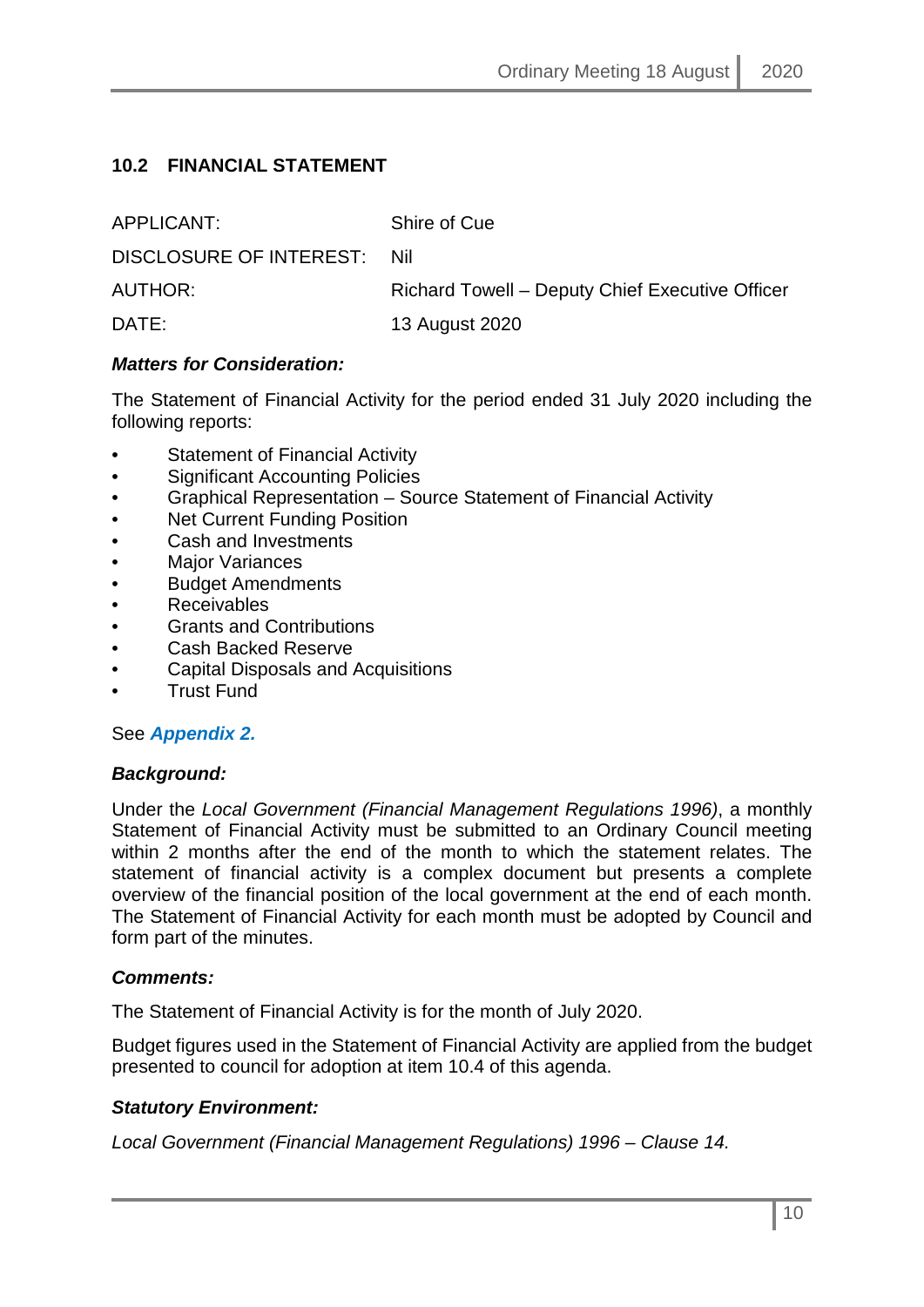## 10.2 FINANCIAL STATEMENT

| | |
|---|---|
| APPLICANT: | Shire of Cue |
| DISCLOSURE OF INTEREST: | Nil |
| AUTHOR: | Richard Towell – Deputy Chief Executive Officer |
| DATE: | 13 August 2020 |

### *Matters for Consideration:*

The Statement of Financial Activity for the period ended 31 July 2020 including the following reports:

- Statement of Financial Activity
- Significant Accounting Policies
- Graphical Representation – Source Statement of Financial Activity
- Net Current Funding Position
- Cash and Investments
- Major Variances
- Budget Amendments
- Receivables
- Grants and Contributions
- Cash Backed Reserve
- Capital Disposals and Acquisitions
- Trust Fund

See ***Appendix 2.***

### *Background:*

Under the *Local Government (Financial Management Regulations 1996)*, a monthly Statement of Financial Activity must be submitted to an Ordinary Council meeting within 2 months after the end of the month to which the statement relates. The statement of financial activity is a complex document but presents a complete overview of the financial position of the local government at the end of each month. The Statement of Financial Activity for each month must be adopted by Council and form part of the minutes.

### *Comments:*

The Statement of Financial Activity is for the month of July 2020.

Budget figures used in the Statement of Financial Activity are applied from the budget presented to council for adoption at item 10.4 of this agenda.

### *Statutory Environment:*

*Local Government (Financial Management Regulations) 1996 – Clause 14.*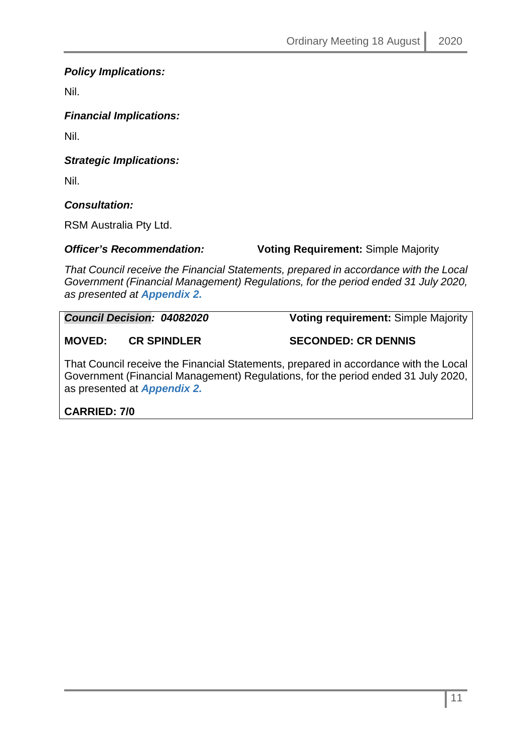***Policy Implications:***

Nil.

***Financial Implications:***

Nil.

***Strategic Implications:***

Nil.

***Consultation:***

RSM Australia Pty Ltd.

***Officer's Recommendation:*** **Voting Requirement:** Simple Majority

*That Council receive the Financial Statements, prepared in accordance with the Local Government (Financial Management) Regulations, for the period ended 31 July 2020, as presented at* ***Appendix 2.***

***Council Decision: 04082020*** **Voting requirement:** Simple Majority

**MOVED: CR SPINDLER** **SECONDED: CR DENNIS**

That Council receive the Financial Statements, prepared in accordance with the Local Government (Financial Management) Regulations, for the period ended 31 July 2020, as presented at ***Appendix 2.***

**CARRIED: 7/0**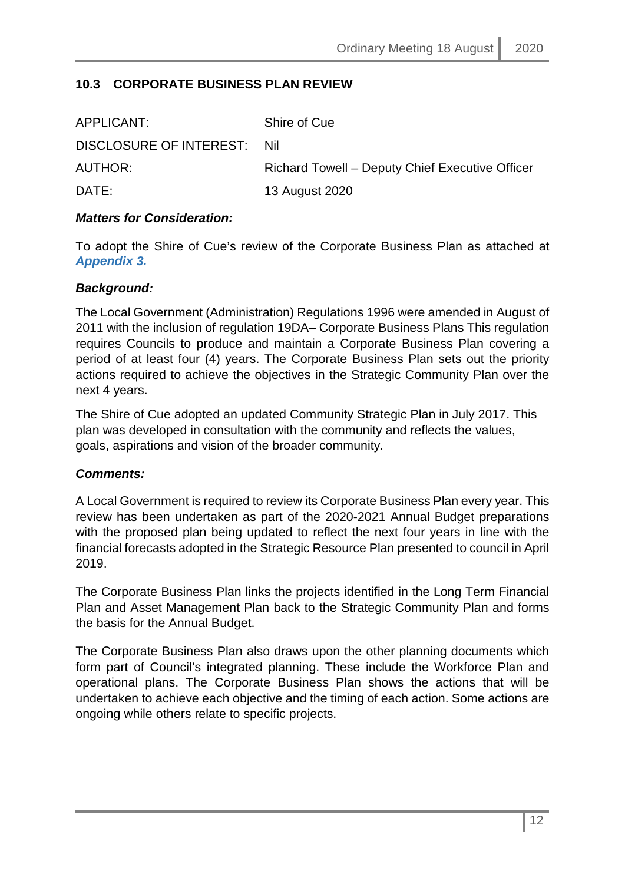## 10.3 CORPORATE BUSINESS PLAN REVIEW

| | |
|---|---|
| APPLICANT: | Shire of Cue |
| DISCLOSURE OF INTEREST: | Nil |
| AUTHOR: | Richard Towell – Deputy Chief Executive Officer |
| DATE: | 13 August 2020 |

***Matters for Consideration:***

To adopt the Shire of Cue's review of the Corporate Business Plan as attached at ***Appendix 3.***

***Background:***

The Local Government (Administration) Regulations 1996 were amended in August of 2011 with the inclusion of regulation 19DA– Corporate Business Plans This regulation requires Councils to produce and maintain a Corporate Business Plan covering a period of at least four (4) years. The Corporate Business Plan sets out the priority actions required to achieve the objectives in the Strategic Community Plan over the next 4 years.

The Shire of Cue adopted an updated Community Strategic Plan in July 2017. This plan was developed in consultation with the community and reflects the values, goals, aspirations and vision of the broader community.

***Comments:***

A Local Government is required to review its Corporate Business Plan every year. This review has been undertaken as part of the 2020-2021 Annual Budget preparations with the proposed plan being updated to reflect the next four years in line with the financial forecasts adopted in the Strategic Resource Plan presented to council in April 2019.

The Corporate Business Plan links the projects identified in the Long Term Financial Plan and Asset Management Plan back to the Strategic Community Plan and forms the basis for the Annual Budget.

The Corporate Business Plan also draws upon the other planning documents which form part of Council's integrated planning. These include the Workforce Plan and operational plans. The Corporate Business Plan shows the actions that will be undertaken to achieve each objective and the timing of each action. Some actions are ongoing while others relate to specific projects.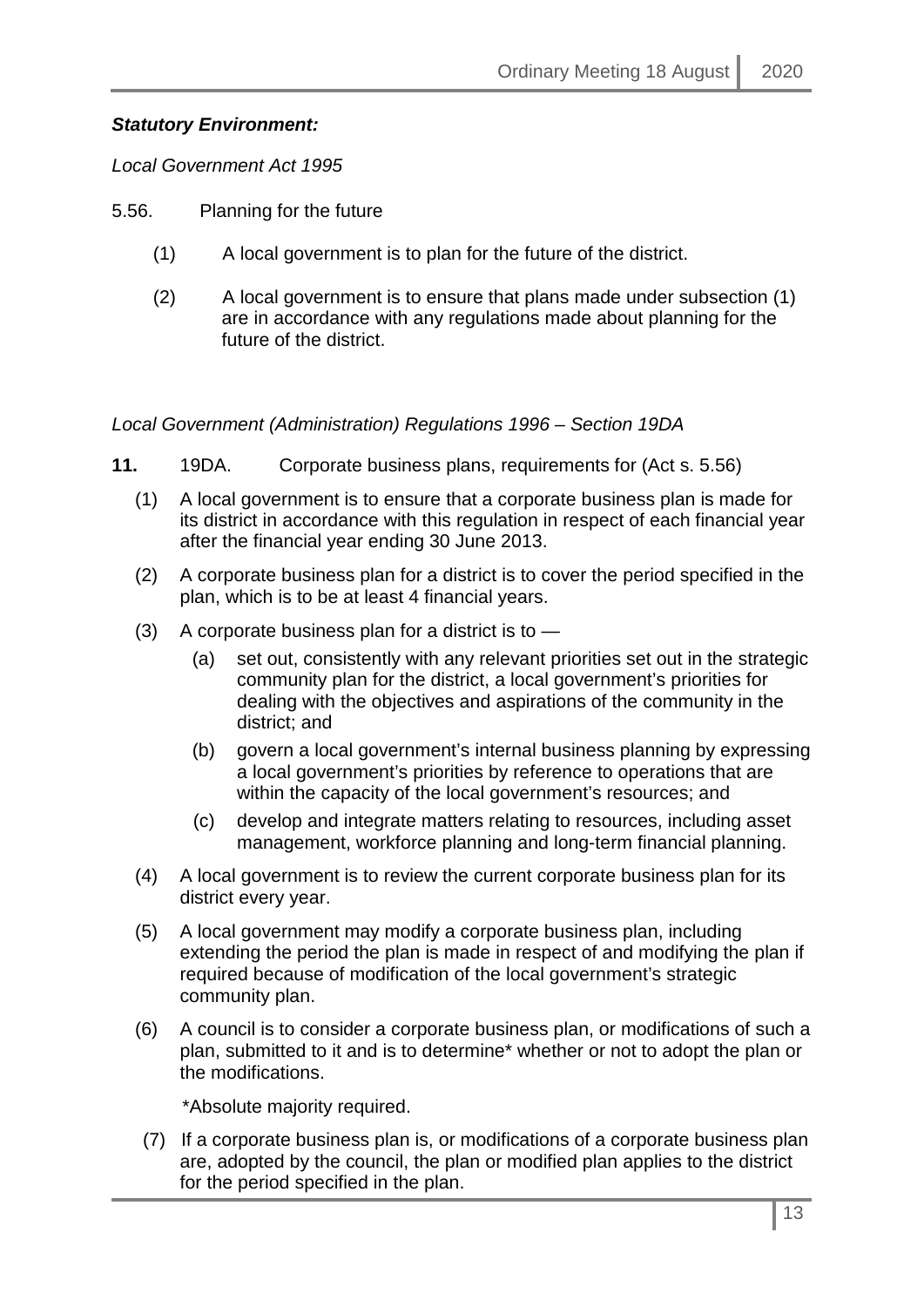***Statutory Environment:***

*Local Government Act 1995*

5.56. Planning for the future

(1) A local government is to plan for the future of the district.

(2) A local government is to ensure that plans made under subsection (1) are in accordance with any regulations made about planning for the future of the district.

*Local Government (Administration) Regulations 1996 – Section 19DA*

**11.** 19DA. Corporate business plans, requirements for (Act s. 5.56)

(1) A local government is to ensure that a corporate business plan is made for its district in accordance with this regulation in respect of each financial year after the financial year ending 30 June 2013.

(2) A corporate business plan for a district is to cover the period specified in the plan, which is to be at least 4 financial years.

(3) A corporate business plan for a district is to —

(a) set out, consistently with any relevant priorities set out in the strategic community plan for the district, a local government's priorities for dealing with the objectives and aspirations of the community in the district; and

(b) govern a local government's internal business planning by expressing a local government's priorities by reference to operations that are within the capacity of the local government's resources; and

(c) develop and integrate matters relating to resources, including asset management, workforce planning and long-term financial planning.

(4) A local government is to review the current corporate business plan for its district every year.

(5) A local government may modify a corporate business plan, including extending the period the plan is made in respect of and modifying the plan if required because of modification of the local government's strategic community plan.

(6) A council is to consider a corporate business plan, or modifications of such a plan, submitted to it and is to determine* whether or not to adopt the plan or the modifications.

*Absolute majority required.

(7) If a corporate business plan is, or modifications of a corporate business plan are, adopted by the council, the plan or modified plan applies to the district for the period specified in the plan.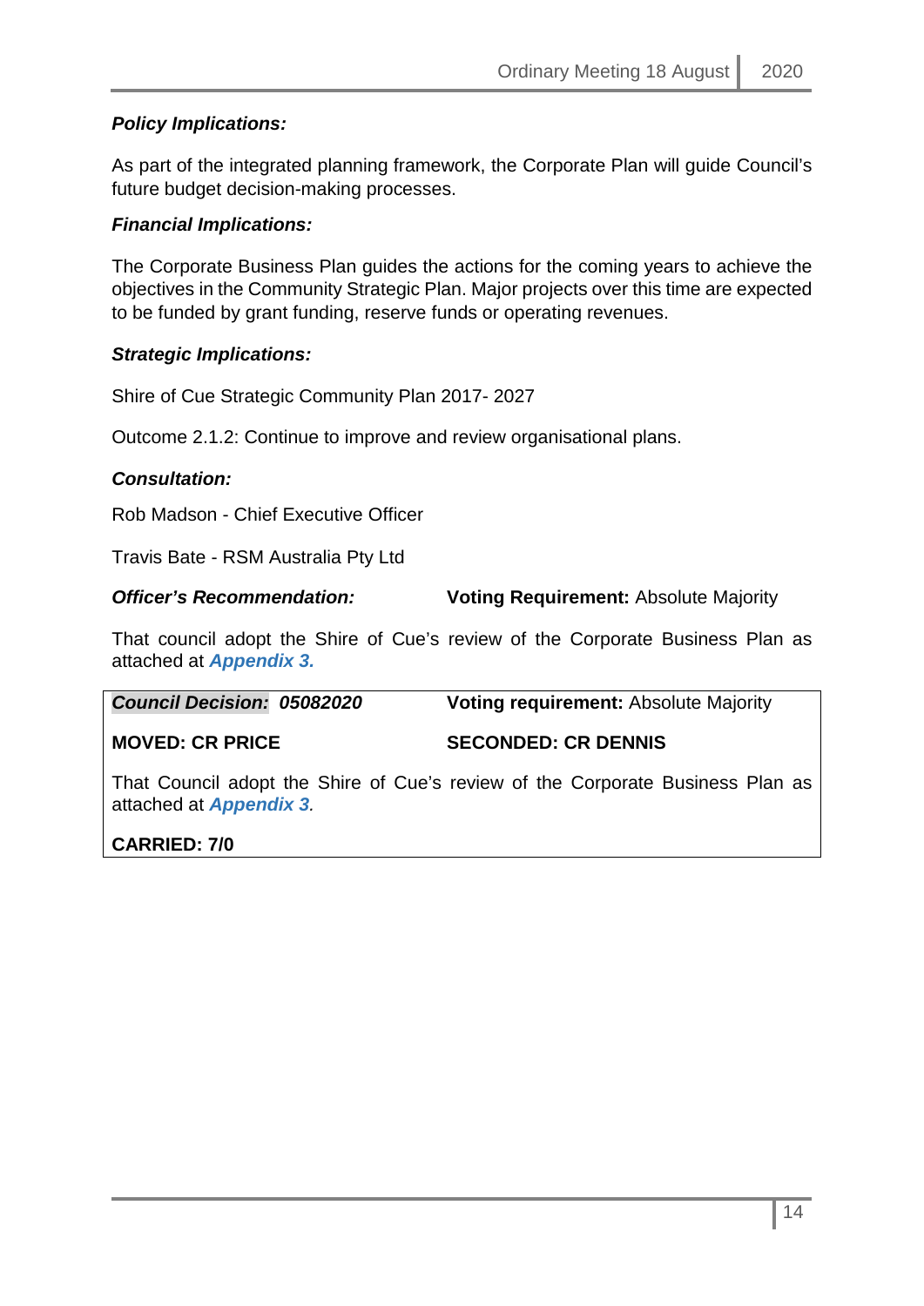***Policy Implications:***

As part of the integrated planning framework, the Corporate Plan will guide Council's future budget decision-making processes.

***Financial Implications:***

The Corporate Business Plan guides the actions for the coming years to achieve the objectives in the Community Strategic Plan. Major projects over this time are expected to be funded by grant funding, reserve funds or operating revenues.

***Strategic Implications:***

Shire of Cue Strategic Community Plan 2017- 2027

Outcome 2.1.2: Continue to improve and review organisational plans.

***Consultation:***

Rob Madson - Chief Executive Officer

Travis Bate - RSM Australia Pty Ltd

***Officer's Recommendation:*** **Voting Requirement:** Absolute Majority

That council adopt the Shire of Cue's review of the Corporate Business Plan as attached at ***Appendix 3.***

***Council Decision: 05082020*** **Voting requirement:** Absolute Majority

**MOVED: CR PRICE** **SECONDED: CR DENNIS**

That Council adopt the Shire of Cue's review of the Corporate Business Plan as attached at ***Appendix 3****.*

**CARRIED: 7/0**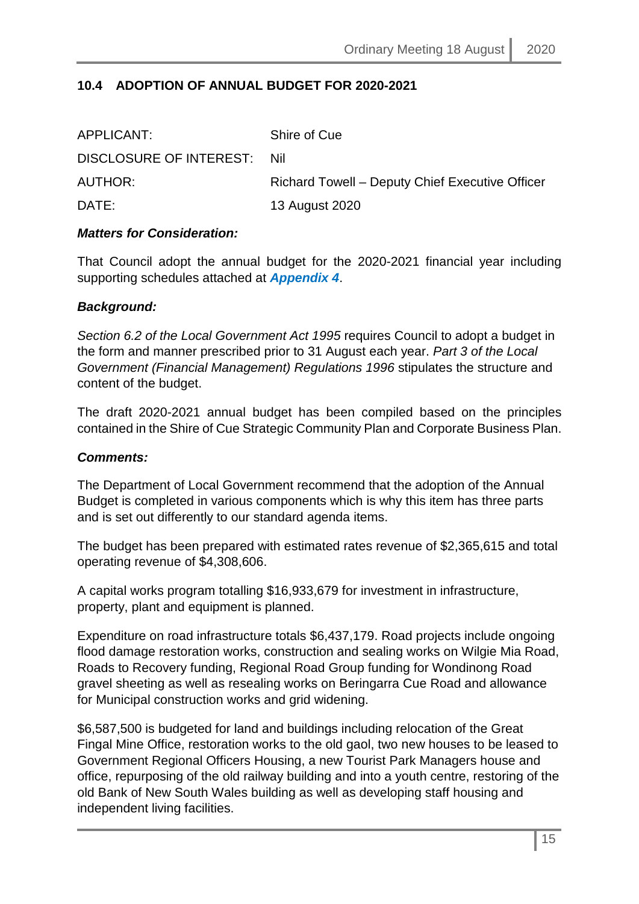## 10.4 ADOPTION OF ANNUAL BUDGET FOR 2020-2021

| | |
|---|---|
| APPLICANT: | Shire of Cue |
| DISCLOSURE OF INTEREST: | Nil |
| AUTHOR: | Richard Towell – Deputy Chief Executive Officer |
| DATE: | 13 August 2020 |

***Matters for Consideration:***

That Council adopt the annual budget for the 2020-2021 financial year including supporting schedules attached at ***Appendix 4***.

***Background:***

*Section 6.2 of the Local Government Act 1995* requires Council to adopt a budget in the form and manner prescribed prior to 31 August each year. *Part 3 of the Local Government (Financial Management) Regulations 1996* stipulates the structure and content of the budget.

The draft 2020-2021 annual budget has been compiled based on the principles contained in the Shire of Cue Strategic Community Plan and Corporate Business Plan.

***Comments:***

The Department of Local Government recommend that the adoption of the Annual Budget is completed in various components which is why this item has three parts and is set out differently to our standard agenda items.

The budget has been prepared with estimated rates revenue of $2,365,615 and total operating revenue of $4,308,606.

A capital works program totalling $16,933,679 for investment in infrastructure, property, plant and equipment is planned.

Expenditure on road infrastructure totals $6,437,179. Road projects include ongoing flood damage restoration works, construction and sealing works on Wilgie Mia Road, Roads to Recovery funding, Regional Road Group funding for Wondinong Road gravel sheeting as well as resealing works on Beringarra Cue Road and allowance for Municipal construction works and grid widening.

$6,587,500 is budgeted for land and buildings including relocation of the Great Fingal Mine Office, restoration works to the old gaol, two new houses to be leased to Government Regional Officers Housing, a new Tourist Park Managers house and office, repurposing of the old railway building and into a youth centre, restoring of the old Bank of New South Wales building as well as developing staff housing and independent living facilities.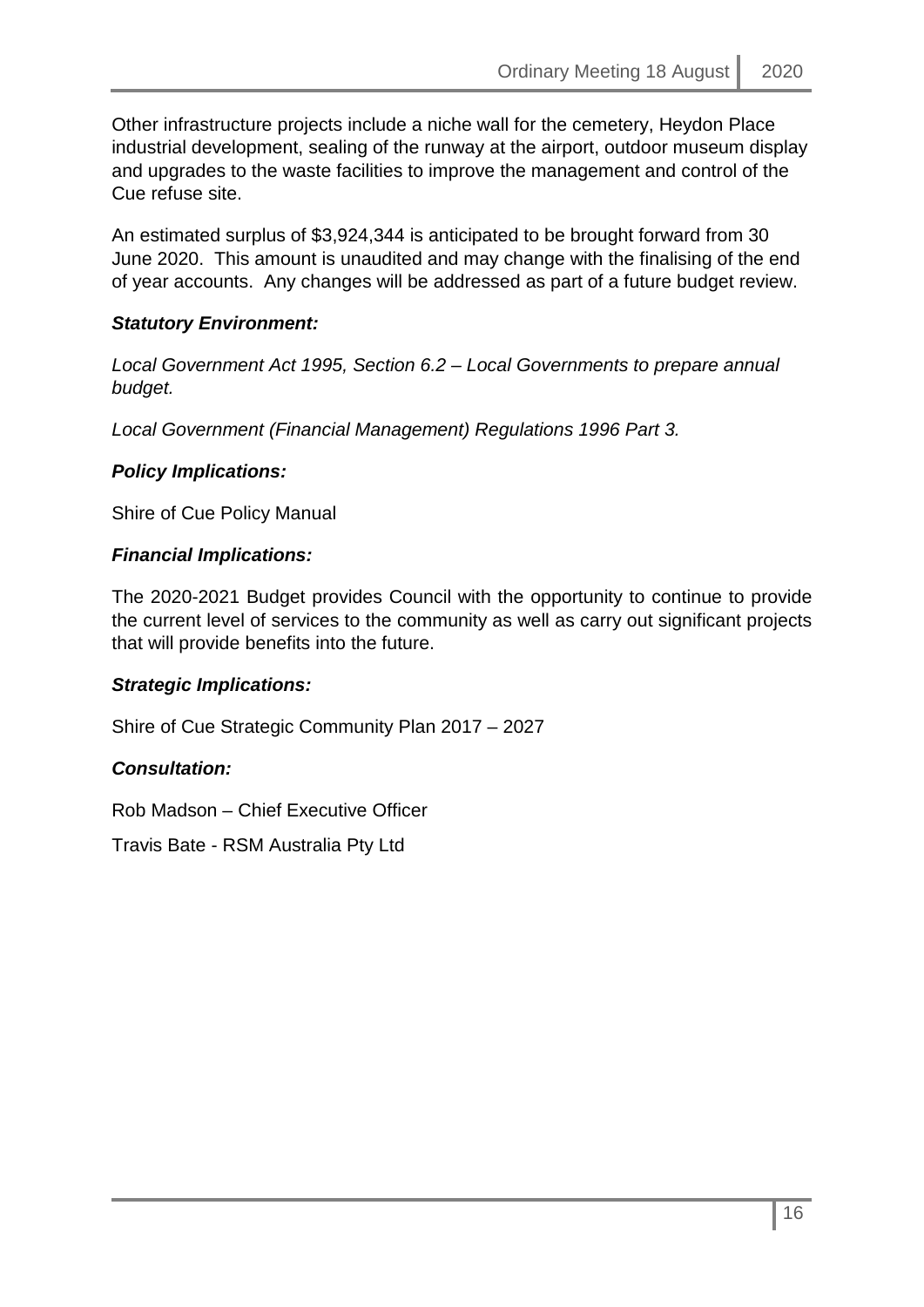Other infrastructure projects include a niche wall for the cemetery, Heydon Place industrial development, sealing of the runway at the airport, outdoor museum display and upgrades to the waste facilities to improve the management and control of the Cue refuse site.

An estimated surplus of $3,924,344 is anticipated to be brought forward from 30 June 2020. This amount is unaudited and may change with the finalising of the end of year accounts. Any changes will be addressed as part of a future budget review.

***Statutory Environment:***

*Local Government Act 1995, Section 6.2 – Local Governments to prepare annual budget.*

*Local Government (Financial Management) Regulations 1996 Part 3.*

***Policy Implications:***

Shire of Cue Policy Manual

***Financial Implications:***

The 2020-2021 Budget provides Council with the opportunity to continue to provide the current level of services to the community as well as carry out significant projects that will provide benefits into the future.

***Strategic Implications:***

Shire of Cue Strategic Community Plan 2017 – 2027

***Consultation:***

Rob Madson – Chief Executive Officer

Travis Bate - RSM Australia Pty Ltd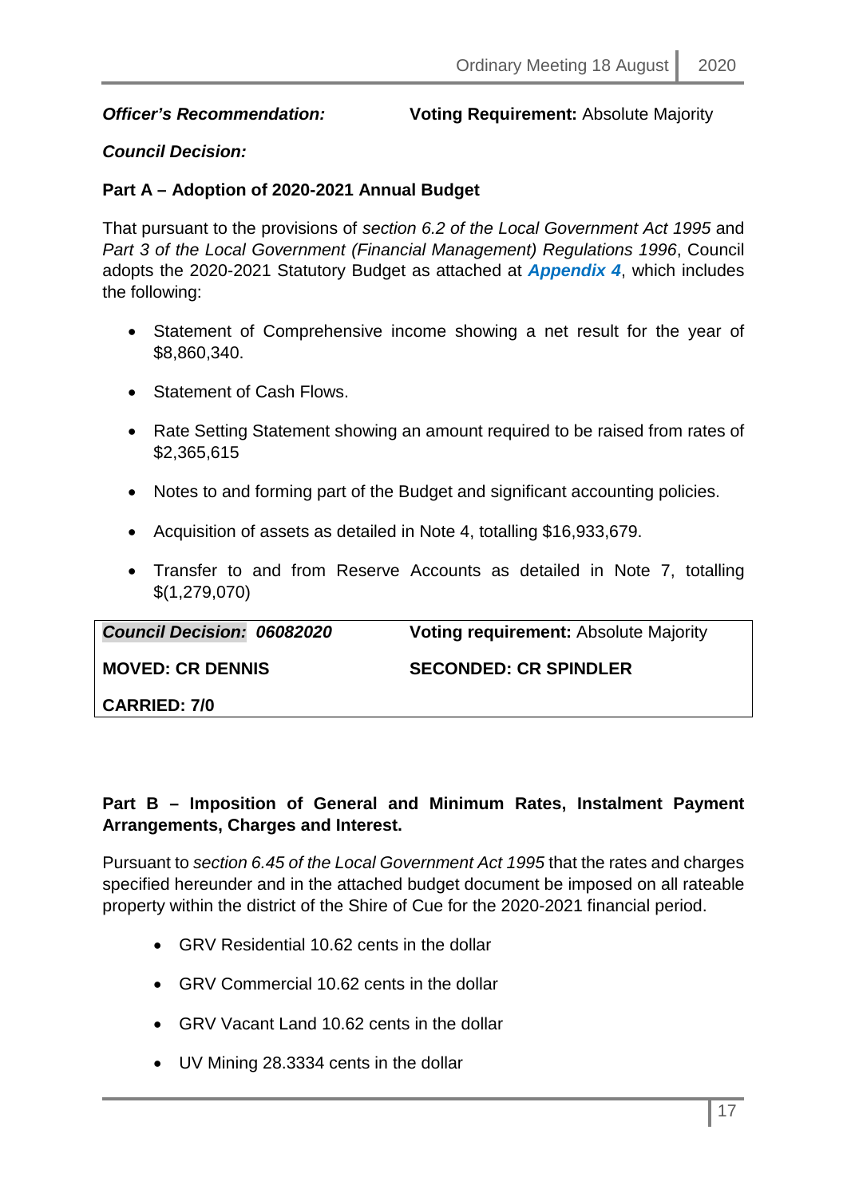***Officer's Recommendation:*** **Voting Requirement:** Absolute Majority

***Council Decision:***

**Part A – Adoption of 2020-2021 Annual Budget**

That pursuant to the provisions of *section 6.2 of the Local Government Act 1995* and *Part 3 of the Local Government (Financial Management) Regulations 1996*, Council adopts the 2020-2021 Statutory Budget as attached at ***Appendix 4***, which includes the following:

- Statement of Comprehensive income showing a net result for the year of $8,860,340.
- Statement of Cash Flows.
- Rate Setting Statement showing an amount required to be raised from rates of $2,365,615
- Notes to and forming part of the Budget and significant accounting policies.
- Acquisition of assets as detailed in Note 4, totalling $16,933,679.
- Transfer to and from Reserve Accounts as detailed in Note 7, totalling $(1,279,070)

| ***Council Decision: 06082020*** | **Voting requirement:** Absolute Majority |
|---|---|
| **MOVED: CR DENNIS** | **SECONDED: CR SPINDLER** |
| **CARRIED: 7/0** | |

**Part B – Imposition of General and Minimum Rates, Instalment Payment Arrangements, Charges and Interest.**

Pursuant to *section 6.45 of the Local Government Act 1995* that the rates and charges specified hereunder and in the attached budget document be imposed on all rateable property within the district of the Shire of Cue for the 2020-2021 financial period.

- GRV Residential 10.62 cents in the dollar
- GRV Commercial 10.62 cents in the dollar
- GRV Vacant Land 10.62 cents in the dollar
- UV Mining 28.3334 cents in the dollar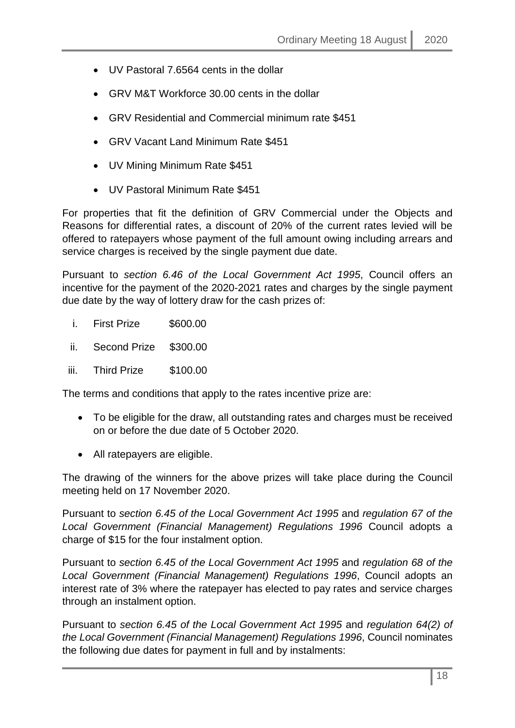- UV Pastoral 7.6564 cents in the dollar
- GRV M&T Workforce 30.00 cents in the dollar
- GRV Residential and Commercial minimum rate $451
- GRV Vacant Land Minimum Rate $451
- UV Mining Minimum Rate $451
- UV Pastoral Minimum Rate $451

For properties that fit the definition of GRV Commercial under the Objects and Reasons for differential rates, a discount of 20% of the current rates levied will be offered to ratepayers whose payment of the full amount owing including arrears and service charges is received by the single payment due date.

Pursuant to *section 6.46 of the Local Government Act 1995*, Council offers an incentive for the payment of the 2020-2021 rates and charges by the single payment due date by the way of lottery draw for the cash prizes of:

i. First Prize $600.00

ii. Second Prize $300.00

iii. Third Prize $100.00

The terms and conditions that apply to the rates incentive prize are:

- To be eligible for the draw, all outstanding rates and charges must be received on or before the due date of 5 October 2020.
- All ratepayers are eligible.

The drawing of the winners for the above prizes will take place during the Council meeting held on 17 November 2020.

Pursuant to *section 6.45 of the Local Government Act 1995* and *regulation 67 of the Local Government (Financial Management) Regulations 1996* Council adopts a charge of $15 for the four instalment option.

Pursuant to *section 6.45 of the Local Government Act 1995* and *regulation 68 of the Local Government (Financial Management) Regulations 1996*, Council adopts an interest rate of 3% where the ratepayer has elected to pay rates and service charges through an instalment option.

Pursuant to *section 6.45 of the Local Government Act 1995* and *regulation 64(2) of the Local Government (Financial Management) Regulations 1996*, Council nominates the following due dates for payment in full and by instalments: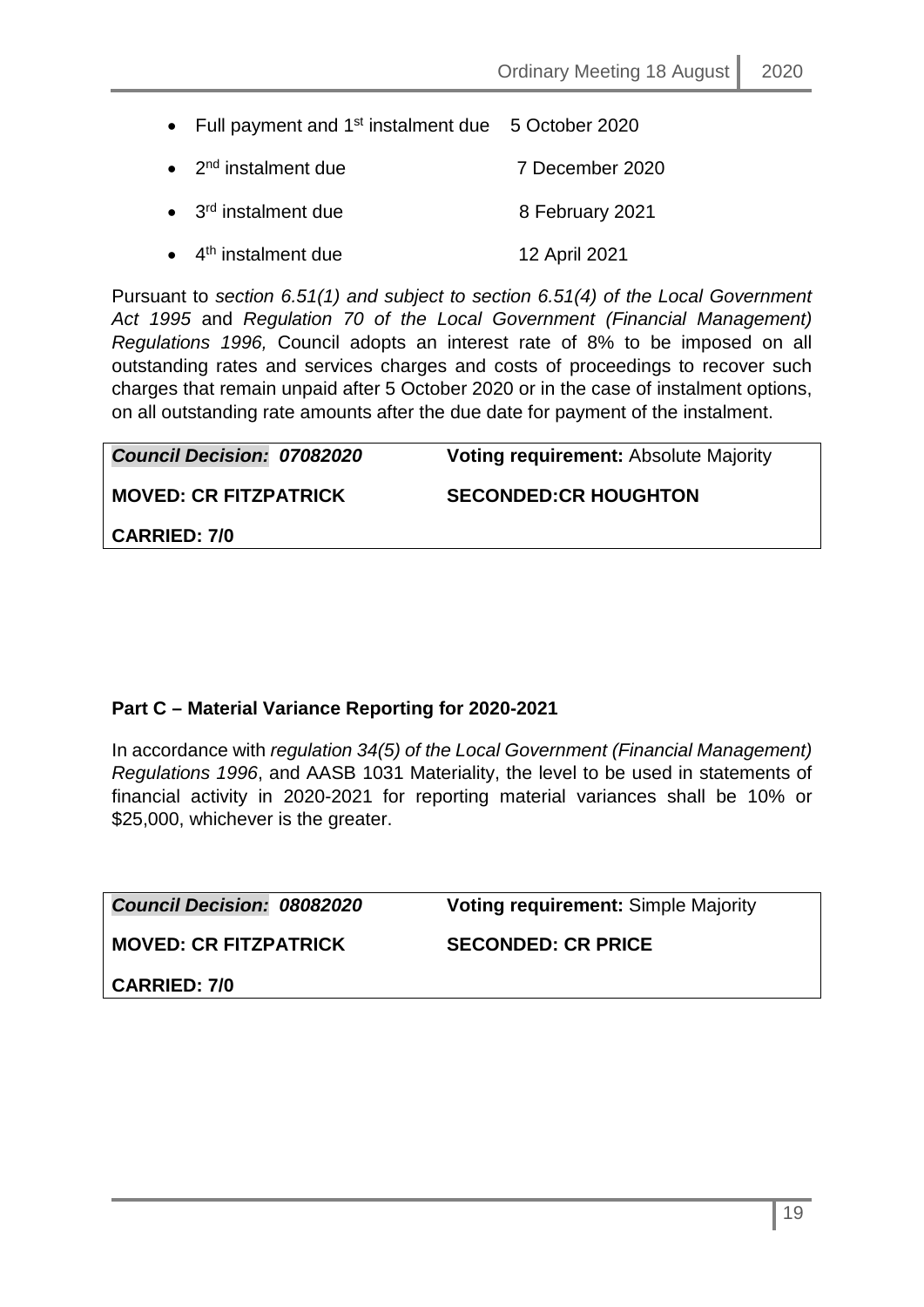- Full payment and 1st instalment due 5 October 2020
- 2nd instalment due 7 December 2020
- 3rd instalment due 8 February 2021
- 4th instalment due 12 April 2021

Pursuant to *section 6.51(1) and subject to section 6.51(4) of the Local Government Act 1995* and *Regulation 70 of the Local Government (Financial Management) Regulations 1996,* Council adopts an interest rate of 8% to be imposed on all outstanding rates and services charges and costs of proceedings to recover such charges that remain unpaid after 5 October 2020 or in the case of instalment options, on all outstanding rate amounts after the due date for payment of the instalment.

| ***Council Decision: 07082020*** | **Voting requirement:** Absolute Majority |
|---|---|
| **MOVED: CR FITZPATRICK** | **SECONDED:CR HOUGHTON** |
| **CARRIED: 7/0** | |

**Part C – Material Variance Reporting for 2020-2021**

In accordance with *regulation 34(5) of the Local Government (Financial Management) Regulations 1996*, and AASB 1031 Materiality, the level to be used in statements of financial activity in 2020-2021 for reporting material variances shall be 10% or $25,000, whichever is the greater.

| ***Council Decision: 08082020*** | **Voting requirement:** Simple Majority |
|---|---|
| **MOVED: CR FITZPATRICK** | **SECONDED: CR PRICE** |
| **CARRIED: 7/0** | |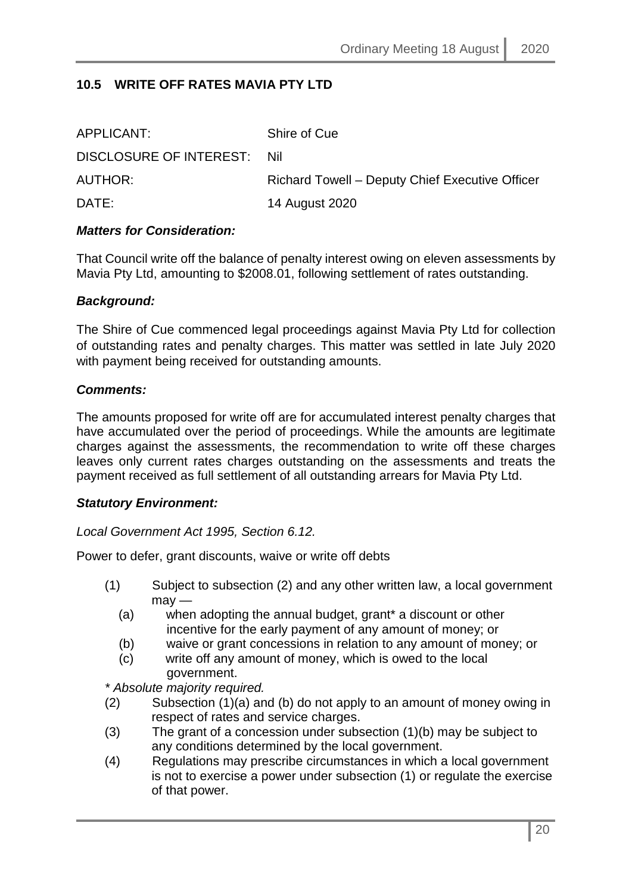## 10.5 WRITE OFF RATES MAVIA PTY LTD

| | |
|---|---|
| APPLICANT: | Shire of Cue |
| DISCLOSURE OF INTEREST: | Nil |
| AUTHOR: | Richard Towell – Deputy Chief Executive Officer |
| DATE: | 14 August 2020 |

***Matters for Consideration:***

That Council write off the balance of penalty interest owing on eleven assessments by Mavia Pty Ltd, amounting to $2008.01, following settlement of rates outstanding.

***Background:***

The Shire of Cue commenced legal proceedings against Mavia Pty Ltd for collection of outstanding rates and penalty charges. This matter was settled in late July 2020 with payment being received for outstanding amounts.

***Comments:***

The amounts proposed for write off are for accumulated interest penalty charges that have accumulated over the period of proceedings. While the amounts are legitimate charges against the assessments, the recommendation to write off these charges leaves only current rates charges outstanding on the assessments and treats the payment received as full settlement of all outstanding arrears for Mavia Pty Ltd.

***Statutory Environment:***

*Local Government Act 1995, Section 6.12.*

Power to defer, grant discounts, waive or write off debts

(1) Subject to subsection (2) and any other written law, a local government may —

  (a) when adopting the annual budget, grant* a discount or other incentive for the early payment of any amount of money; or

  (b) waive or grant concessions in relation to any amount of money; or

  (c) write off any amount of money, which is owed to the local government.

*\* Absolute majority required.*

(2) Subsection (1)(a) and (b) do not apply to an amount of money owing in respect of rates and service charges.

(3) The grant of a concession under subsection (1)(b) may be subject to any conditions determined by the local government.

(4) Regulations may prescribe circumstances in which a local government is not to exercise a power under subsection (1) or regulate the exercise of that power.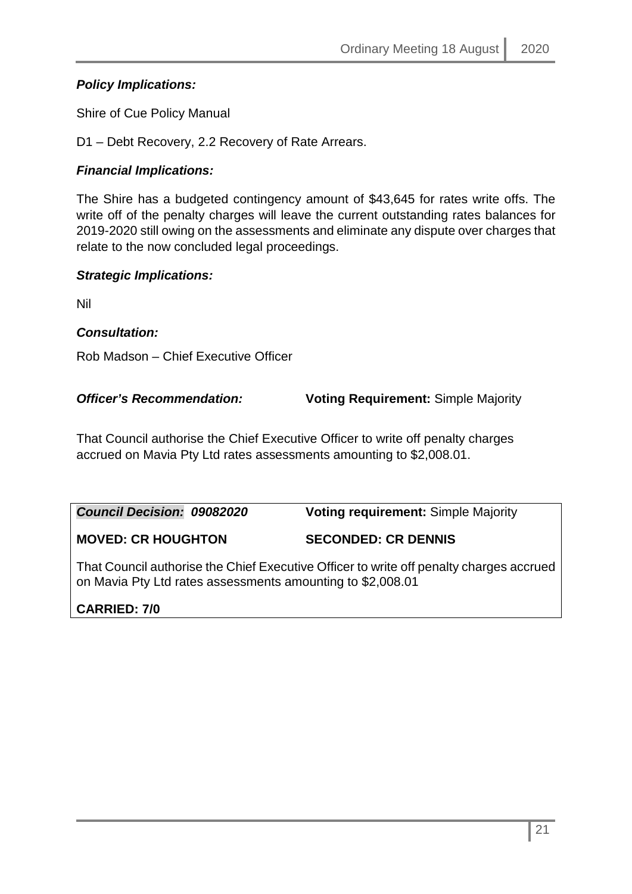***Policy Implications:***

Shire of Cue Policy Manual

D1 – Debt Recovery, 2.2 Recovery of Rate Arrears.

***Financial Implications:***

The Shire has a budgeted contingency amount of $43,645 for rates write offs. The write off of the penalty charges will leave the current outstanding rates balances for 2019-2020 still owing on the assessments and eliminate any dispute over charges that relate to the now concluded legal proceedings.

***Strategic Implications:***

Nil

***Consultation:***

Rob Madson – Chief Executive Officer

***Officer's Recommendation:*** **Voting Requirement:** Simple Majority

That Council authorise the Chief Executive Officer to write off penalty charges accrued on Mavia Pty Ltd rates assessments amounting to $2,008.01.

***Council Decision: 09082020*** **Voting requirement:** Simple Majority

**MOVED: CR HOUGHTON** **SECONDED: CR DENNIS**

That Council authorise the Chief Executive Officer to write off penalty charges accrued on Mavia Pty Ltd rates assessments amounting to $2,008.01

**CARRIED: 7/0**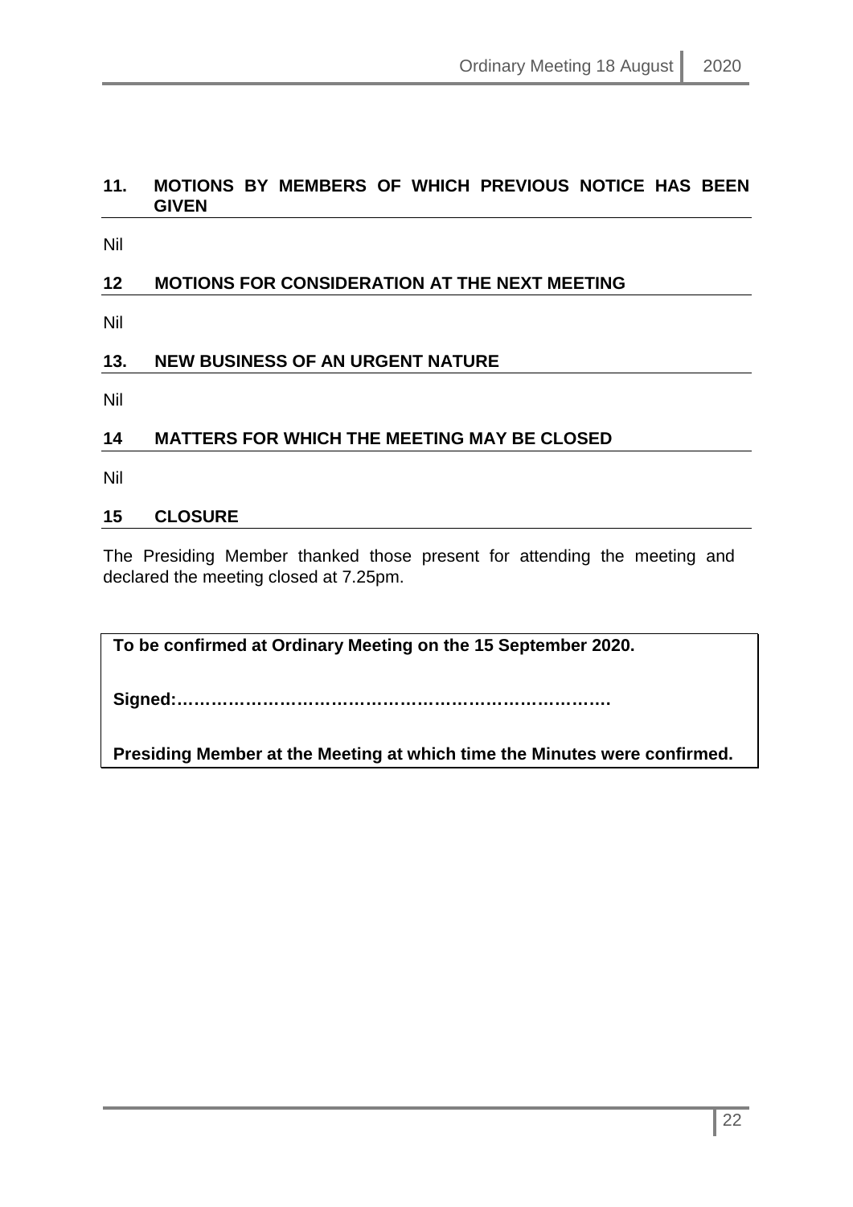## 11. MOTIONS BY MEMBERS OF WHICH PREVIOUS NOTICE HAS BEEN GIVEN

Nil

## 12 MOTIONS FOR CONSIDERATION AT THE NEXT MEETING

Nil

## 13. NEW BUSINESS OF AN URGENT NATURE

Nil

## 14 MATTERS FOR WHICH THE MEETING MAY BE CLOSED

Nil

## 15 CLOSURE

The Presiding Member thanked those present for attending the meeting and declared the meeting closed at 7.25pm.

**To be confirmed at Ordinary Meeting on the 15 September 2020.**

**Signed:……………………………………………………………………**

**Presiding Member at the Meeting at which time the Minutes were confirmed.**